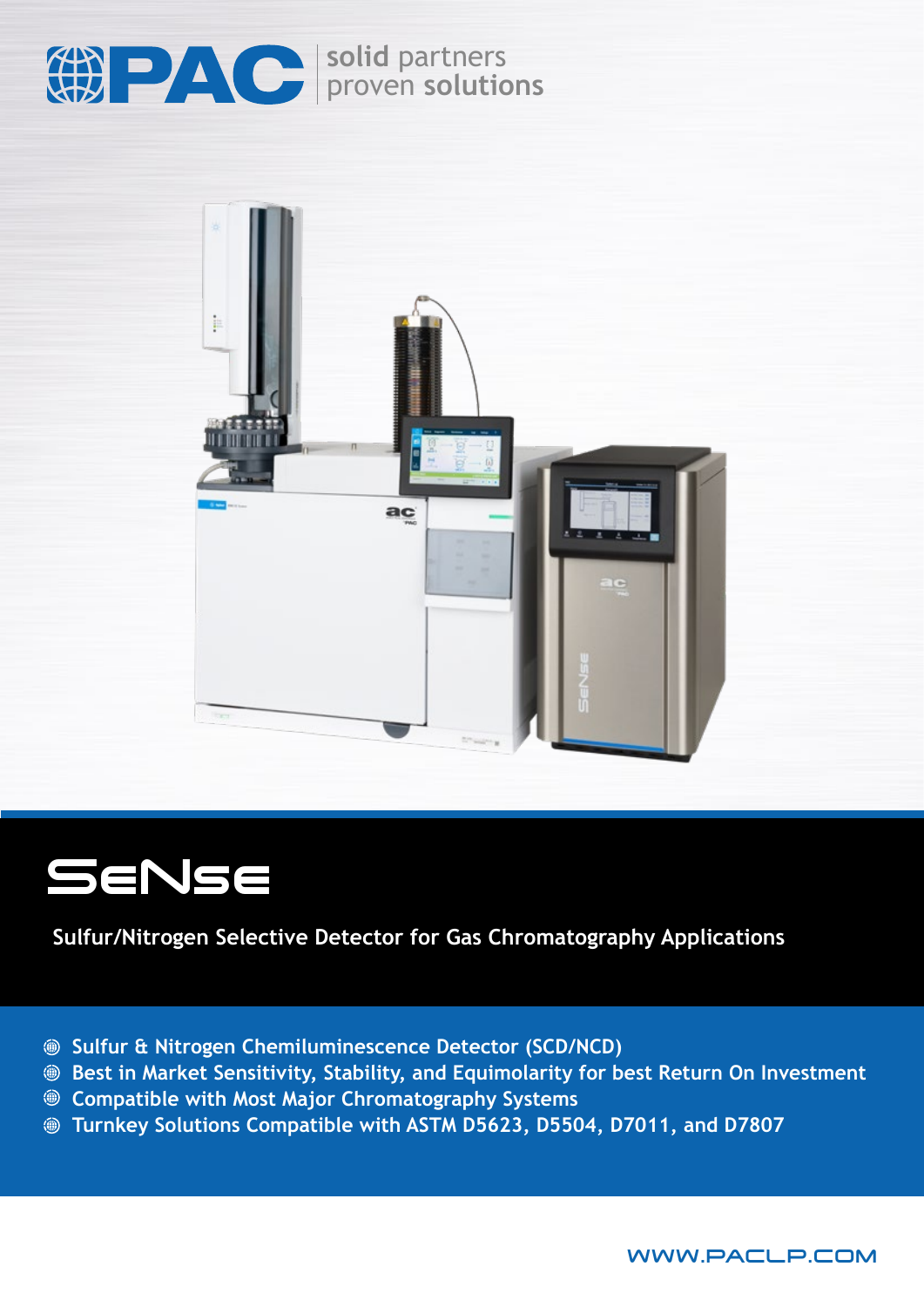PAC | solid partners proven solutions

# SeNse

Sulfur/Nitrogen Selective Detector for Gas Chromatography Applications

- Sulfur & Nitrogen Chemiluminescence Detector (SCD/NCD)
- Best in Market Sensitivity, Stability, and Equimolarity for best Return On Investment
- Compatible with Most Major Chromatography Systems
- Turnkey Solutions Compatible with ASTM D5623, D5504, D7011, and D7807

WWW.PACLP.COM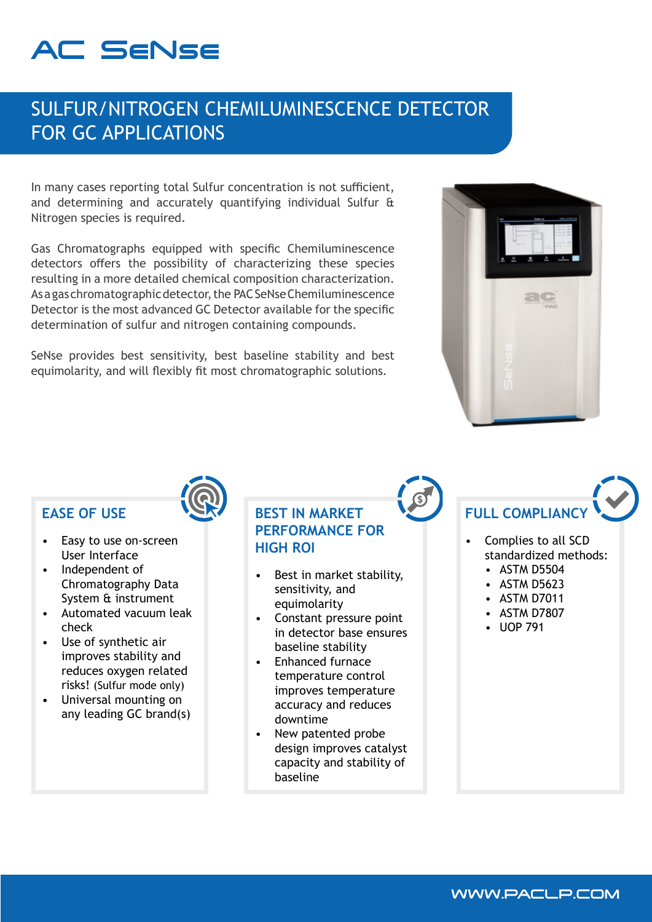# AC SeNse

## SULFUR/NITROGEN CHEMILUMINESCENCE DETECTOR FOR GC APPLICATIONS

In many cases reporting total Sulfur concentration is not sufficient, and determining and accurately quantifying individual Sulfur & Nitrogen species is required.

Gas Chromatographs equipped with specific Chemiluminescence detectors offers the possibility of characterizing these species resulting in a more detailed chemical composition characterization. As a gas chromatographic detector, the PAC SeNse Chemiluminescence Detector is the most advanced GC Detector available for the specific determination of sulfur and nitrogen containing compounds.

SeNse provides best sensitivity, best baseline stability and best equimolarity, and will flexibly fit most chromatographic solutions.

### EASE OF USE

- Easy to use on-screen User Interface
- Independent of Chromatography Data System & instrument
- Automated vacuum leak check
- Use of synthetic air improves stability and reduces oxygen related risks! (Sulfur mode only)
- Universal mounting on any leading GC brand(s)

### BEST IN MARKET PERFORMANCE FOR HIGH ROI

- Best in market stability, sensitivity, and equimolarity
- Constant pressure point in detector base ensures baseline stability
- Enhanced furnace temperature control improves temperature accuracy and reduces downtime
- New patented probe design improves catalyst capacity and stability of baseline

### FULL COMPLIANCY

- Complies to all SCD standardized methods:
  - ASTM D5504
  - ASTM D5623
  - ASTM D7011
  - ASTM D7807
  - UOP 791

WWW.PACLP.COM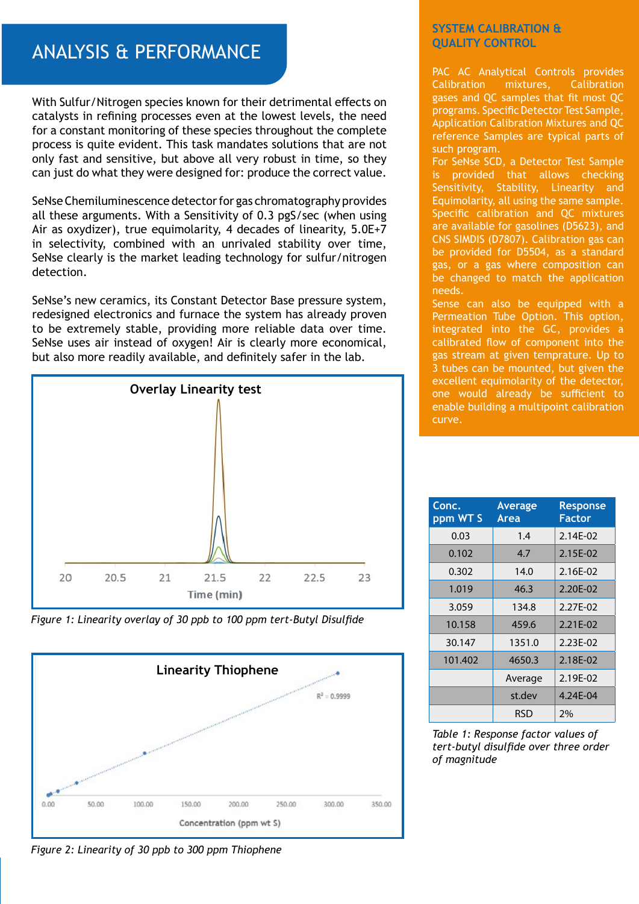# ANALYSIS & PERFORMANCE

With Sulfur/Nitrogen species known for their detrimental effects on catalysts in refining processes even at the lowest levels, the need for a constant monitoring of these species throughout the complete process is quite evident. This task mandates solutions that are not only fast and sensitive, but above all very robust in time, so they can just do what they were designed for: produce the correct value.

SeNse Chemiluminescence detector for gas chromatography provides all these arguments. With a Sensitivity of 0.3 pgS/sec (when using Air as oxydizer), true equimolarity, 4 decades of linearity, 5.0E+7 in selectivity, combined with an unrivaled stability over time, SeNse clearly is the market leading technology for sulfur/nitrogen detection.

SeNse's new ceramics, its Constant Detector Base pressure system, redesigned electronics and furnace the system has already proven to be extremely stable, providing more reliable data over time. SeNse uses air instead of oxygen! Air is clearly more economical, but also more readily available, and definitely safer in the lab.

*Figure 1: Linearity overlay of 30 ppb to 100 ppm tert-Butyl Disulfide*

*Figure 2: Linearity of 30 ppb to 300 ppm Thiophene*

## SYSTEM CALIBRATION & QUALITY CONTROL

PAC AC Analytical Controls provides Calibration mixtures, Calibration gases and QC samples that fit most QC programs. Specific Detector Test Sample, Application Calibration Mixtures and QC reference Samples are typical parts of such program.

For SeNse SCD, a Detector Test Sample is provided that allows checking Sensitivity, Stability, Linearity and Equimolarity, all using the same sample. Specific calibration and QC mixtures are available for gasolines (D5623), and CNS SIMDIS (D7807). Calibration gas can be provided for D5504, as a standard gas, or a gas where composition can be changed to match the application needs.

Sense can also be equipped with a Permeation Tube Option. This option, integrated into the GC, provides a calibrated flow of component into the gas stream at given temprature. Up to 3 tubes can be mounted, but given the excellent equimolarity of the detector, one would already be sufficient to enable building a multipoint calibration curve.

| Conc. ppm WT S | Average Area | Response Factor |
|---|---|---|
| 0.03 | 1.4 | 2.14E-02 |
| 0.102 | 4.7 | 2.15E-02 |
| 0.302 | 14.0 | 2.16E-02 |
| 1.019 | 46.3 | 2.20E-02 |
| 3.059 | 134.8 | 2.27E-02 |
| 10.158 | 459.6 | 2.21E-02 |
| 30.147 | 1351.0 | 2.23E-02 |
| 101.402 | 4650.3 | 2.18E-02 |
| | Average | 2.19E-02 |
| | st.dev | 4.24E-04 |
| | RSD | 2% |

*Table 1: Response factor values of tert-butyl disulfide over three order of magnitude*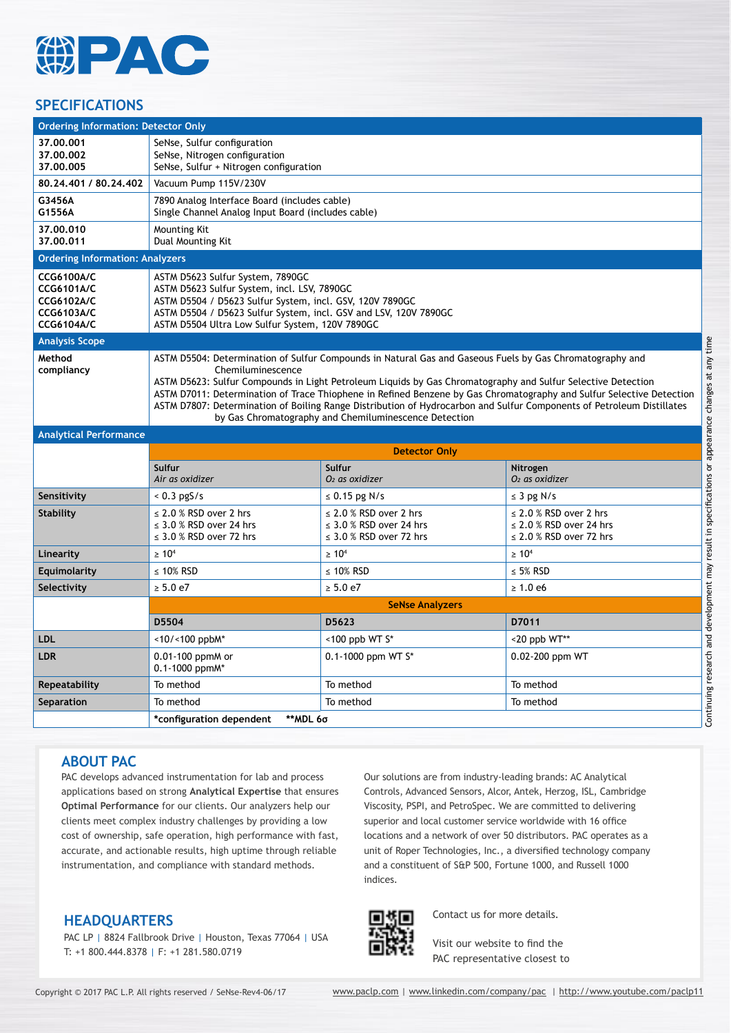## SPECIFICATIONS

| Ordering Information: Detector Only | |
|---|---|
| 37.00.001<br>37.00.002<br>37.00.005 | SeNse, Sulfur configuration<br>SeNse, Nitrogen configuration<br>SeNse, Sulfur + Nitrogen configuration |
| 80.24.401 / 80.24.402 | Vacuum Pump 115V/230V |
| G3456A<br>G1556A | 7890 Analog Interface Board (includes cable)<br>Single Channel Analog Input Board (includes cable) |
| 37.00.010<br>37.00.011 | Mounting Kit<br>Dual Mounting Kit |
| **Ordering Information: Analyzers** | |
| CCG6100A/C<br>CCG6101A/C<br>CCG6102A/C<br>CCG6103A/C<br>CCG6104A/C | ASTM D5623 Sulfur System, 7890GC<br>ASTM D5623 Sulfur System, incl. LSV, 7890GC<br>ASTM D5504 / D5623 Sulfur System, incl. GSV, 120V 7890GC<br>ASTM D5504 / D5623 Sulfur System, incl. GSV and LSV, 120V 7890GC<br>ASTM D5504 Ultra Low Sulfur System, 120V 7890GC |
| **Analysis Scope** | |
| Method compliancy | ASTM D5504: Determination of Sulfur Compounds in Natural Gas and Gaseous Fuels by Gas Chromatography and Chemiluminescence<br>ASTM D5623: Sulfur Compounds in Light Petroleum Liquids by Gas Chromatography and Sulfur Selective Detection<br>ASTM D7011: Determination of Trace Thiophene in Refined Benzene by Gas Chromatography and Sulfur Selective Detection<br>ASTM D7807: Determination of Boiling Range Distribution of Hydrocarbon and Sulfur Components of Petroleum Distillates by Gas Chromatography and Chemiluminescence Detection |

**Analytical Performance**

| | Detector Only | | |
|---|---|---|---|
| | Sulfur<br>*Air as oxidizer* | Sulfur<br>*$O_2$ as oxidizer* | Nitrogen<br>*$O_2$ as oxidizer* |
| Sensitivity | < 0.3 pgS/s | ≤ 0.15 pg N/s | ≤ 3 pg N/s |
| Stability | ≤ 2.0 % RSD over 2 hrs<br>≤ 3.0 % RSD over 24 hrs<br>≤ 3.0 % RSD over 72 hrs | ≤ 2.0 % RSD over 2 hrs<br>≤ 3.0 % RSD over 24 hrs<br>≤ 3.0 % RSD over 72 hrs | ≤ 2.0 % RSD over 2 hrs<br>≤ 2.0 % RSD over 24 hrs<br>≤ 2.0 % RSD over 72 hrs |
| Linearity | ≥ $10^4$ | ≥ $10^4$ | ≥ $10^4$ |
| Equimolarity | ≤ 10% RSD | ≤ 10% RSD | ≤ 5% RSD |
| Selectivity | ≥ 5.0 e7 | ≥ 5.0 e7 | ≥ 1.0 e6 |
| | **SeNse Analyzers** | | |
| | D5504 | D5623 | D7011 |
| LDL | <10/<100 ppbM* | <100 ppb WT S* | <20 ppb WT** |
| LDR | 0.01-100 ppmM or 0.1-1000 ppmM* | 0.1-1000 ppm WT S* | 0.02-200 ppm WT |
| Repeatability | To method | To method | To method |
| Separation | To method | To method | To method |
| | *configuration dependent **MDL 6σ | | |

Continuing research and development may result in specifications or appearance changes at any time

## ABOUT PAC

PAC develops advanced instrumentation for lab and process applications based on strong **Analytical Expertise** that ensures **Optimal Performance** for our clients. Our analyzers help our clients meet complex industry challenges by providing a low cost of ownership, safe operation, high performance with fast, accurate, and actionable results, high uptime through reliable instrumentation, and compliance with standard methods.

Our solutions are from industry-leading brands: AC Analytical Controls, Advanced Sensors, Alcor, Antek, Herzog, ISL, Cambridge Viscosity, PSPI, and PetroSpec. We are committed to delivering superior and local customer service worldwide with 16 office locations and a network of over 50 distributors. PAC operates as a unit of Roper Technologies, Inc., a diversified technology company and a constituent of S&P 500, Fortune 1000, and Russell 1000 indices.

## HEADQUARTERS

PAC LP | 8824 Fallbrook Drive | Houston, Texas 77064 | USA
T: +1 800.444.8378 | F: +1 281.580.0719

Contact us for more details.

Visit our website to find the PAC representative closest to

Copyright © 2017 PAC L.P. All rights reserved / SeNse-Rev4-06/17

www.paclp.com | www.linkedin.com/company/pac | http://www.youtube.com/paclp11